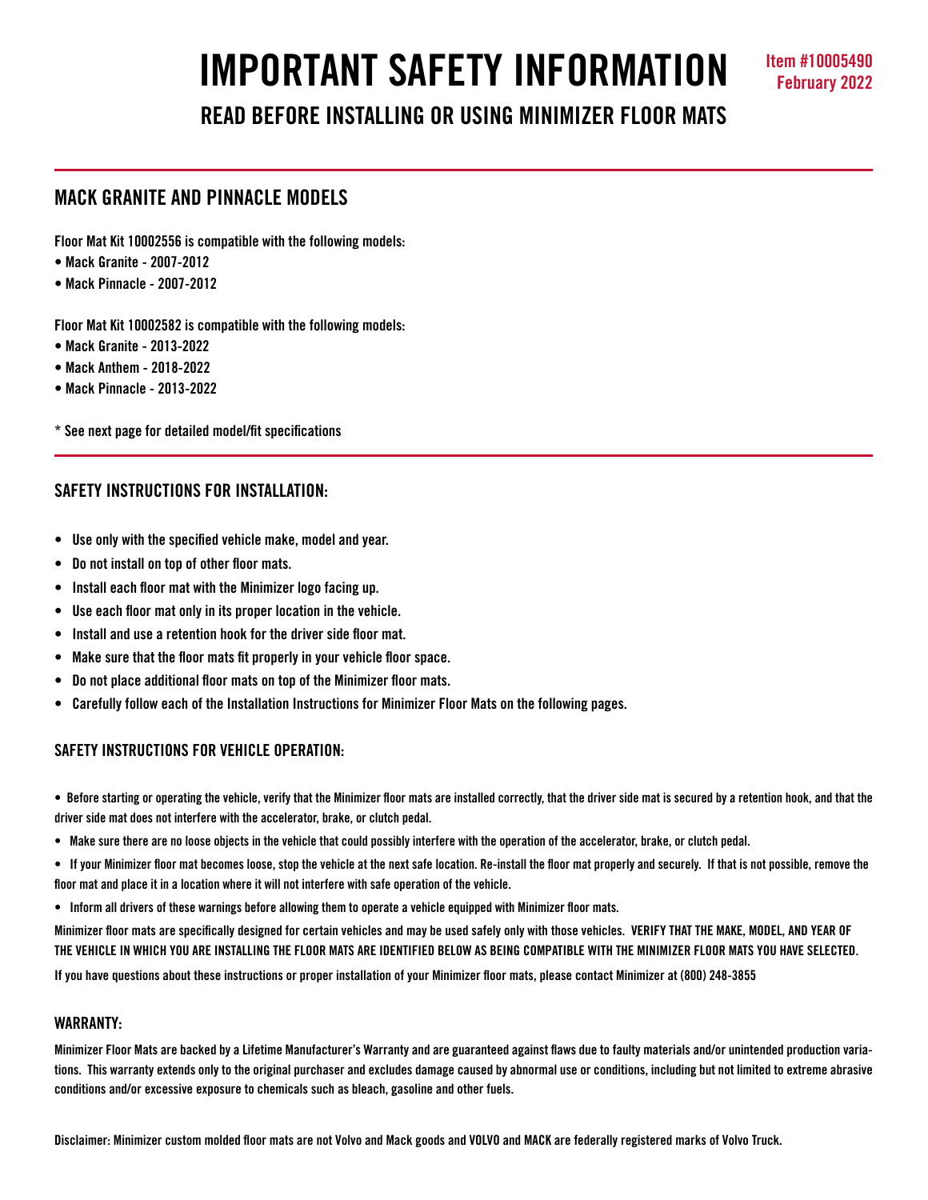# IMPORTANT SAFETY INFORMATION

Item #10005490
February 2022

## READ BEFORE INSTALLING OR USING MINIMIZER FLOOR MATS

## MACK GRANITE AND PINNACLE MODELS

**Floor Mat Kit 10002556 is compatible with the following models:**

- Mack Granite - 2007-2012
- Mack Pinnacle - 2007-2012

**Floor Mat Kit 10002582 is compatible with the following models:**

- Mack Granite - 2013-2022
- Mack Anthem - 2018-2022
- Mack Pinnacle - 2013-2022

\* See next page for detailed model/fit specifications

## SAFETY INSTRUCTIONS FOR INSTALLATION:

- Use only with the specified vehicle make, model and year.
- Do not install on top of other floor mats.
- Install each floor mat with the Minimizer logo facing up.
- Use each floor mat only in its proper location in the vehicle.
- Install and use a retention hook for the driver side floor mat.
- Make sure that the floor mats fit properly in your vehicle floor space.
- Do not place additional floor mats on top of the Minimizer floor mats.
- Carefully follow each of the Installation Instructions for Minimizer Floor Mats on the following pages.

## SAFETY INSTRUCTIONS FOR VEHICLE OPERATION:

- Before starting or operating the vehicle, verify that the Minimizer floor mats are installed correctly, that the driver side mat is secured by a retention hook, and that the driver side mat does not interfere with the accelerator, brake, or clutch pedal.
- Make sure there are no loose objects in the vehicle that could possibly interfere with the operation of the accelerator, brake, or clutch pedal.
- If your Minimizer floor mat becomes loose, stop the vehicle at the next safe location. Re-install the floor mat properly and securely. If that is not possible, remove the floor mat and place it in a location where it will not interfere with safe operation of the vehicle.
- Inform all drivers of these warnings before allowing them to operate a vehicle equipped with Minimizer floor mats.

Minimizer floor mats are specifically designed for certain vehicles and may be used safely only with those vehicles. VERIFY THAT THE MAKE, MODEL, AND YEAR OF THE VEHICLE IN WHICH YOU ARE INSTALLING THE FLOOR MATS ARE IDENTIFIED BELOW AS BEING COMPATIBLE WITH THE MINIMIZER FLOOR MATS YOU HAVE SELECTED.

If you have questions about these instructions or proper installation of your Minimizer floor mats, please contact Minimizer at (800) 248-3855

## WARRANTY:

Minimizer Floor Mats are backed by a Lifetime Manufacturer's Warranty and are guaranteed against flaws due to faulty materials and/or unintended production variations. This warranty extends only to the original purchaser and excludes damage caused by abnormal use or conditions, including but not limited to extreme abrasive conditions and/or excessive exposure to chemicals such as bleach, gasoline and other fuels.

Disclaimer: Minimizer custom molded floor mats are not Volvo and Mack goods and VOLVO and MACK are federally registered marks of Volvo Truck.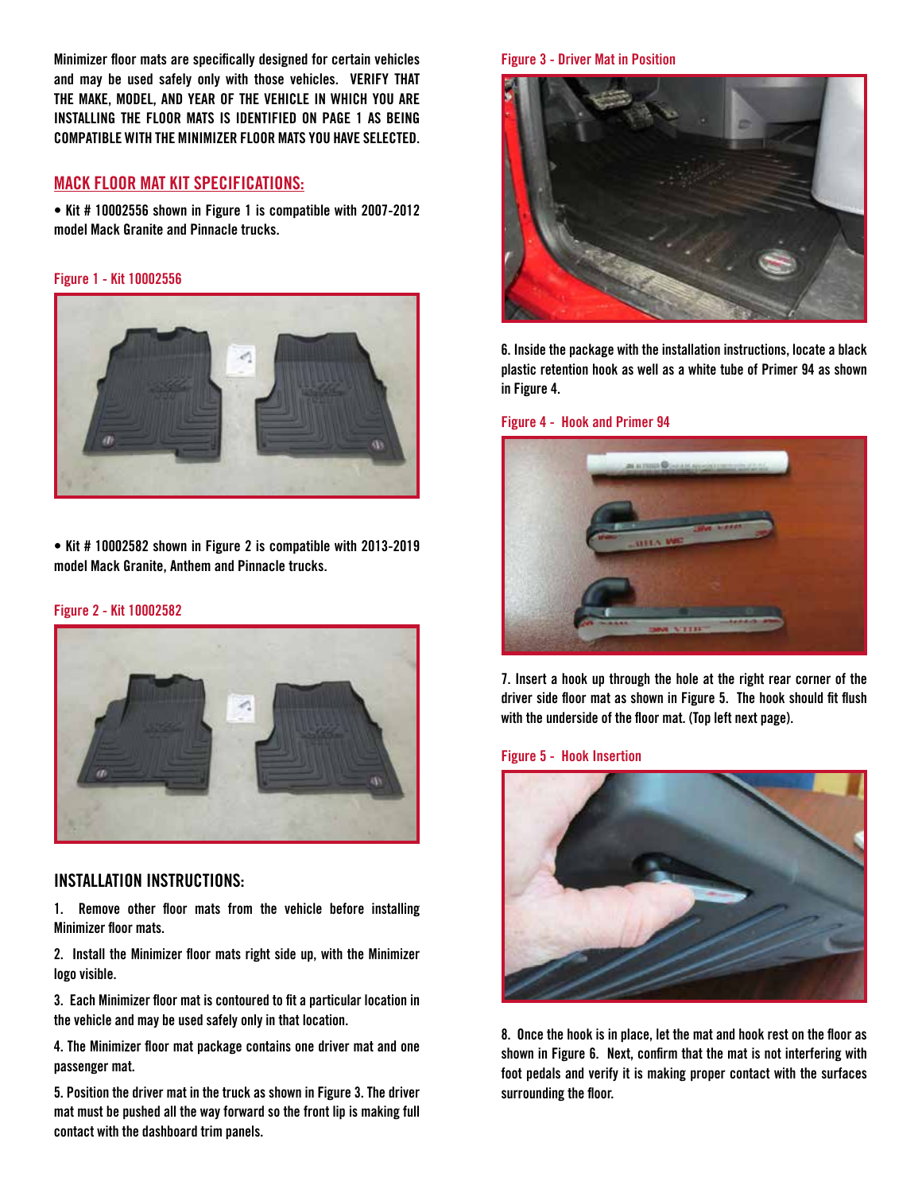Minimizer floor mats are specifically designed for certain vehicles and may be used safely only with those vehicles. **VERIFY THAT THE MAKE, MODEL, AND YEAR OF THE VEHICLE IN WHICH YOU ARE INSTALLING THE FLOOR MATS IS IDENTIFIED ON PAGE 1 AS BEING COMPATIBLE WITH THE MINIMIZER FLOOR MATS YOU HAVE SELECTED.**

## MACK FLOOR MAT KIT SPECIFICATIONS:

• Kit # 10002556 shown in Figure 1 is compatible with 2007-2012 model Mack Granite and Pinnacle trucks.

Figure 1 - Kit 10002556

• Kit # 10002582 shown in Figure 2 is compatible with 2013-2019 model Mack Granite, Anthem and Pinnacle trucks.

Figure 2 - Kit 10002582

## INSTALLATION INSTRUCTIONS:

1. Remove other floor mats from the vehicle before installing Minimizer floor mats.

2. Install the Minimizer floor mats right side up, with the Minimizer logo visible.

3. Each Minimizer floor mat is contoured to fit a particular location in the vehicle and may be used safely only in that location.

4. The Minimizer floor mat package contains one driver mat and one passenger mat.

5. Position the driver mat in the truck as shown in Figure 3. The driver mat must be pushed all the way forward so the front lip is making full contact with the dashboard trim panels.

Figure 3 - Driver Mat in Position

6. Inside the package with the installation instructions, locate a black plastic retention hook as well as a white tube of Primer 94 as shown in Figure 4.

Figure 4 - Hook and Primer 94

7. Insert a hook up through the hole at the right rear corner of the driver side floor mat as shown in Figure 5. The hook should fit flush with the underside of the floor mat. (Top left next page).

Figure 5 - Hook Insertion

8. Once the hook is in place, let the mat and hook rest on the floor as shown in Figure 6. Next, confirm that the mat is not interfering with foot pedals and verify it is making proper contact with the surfaces surrounding the floor.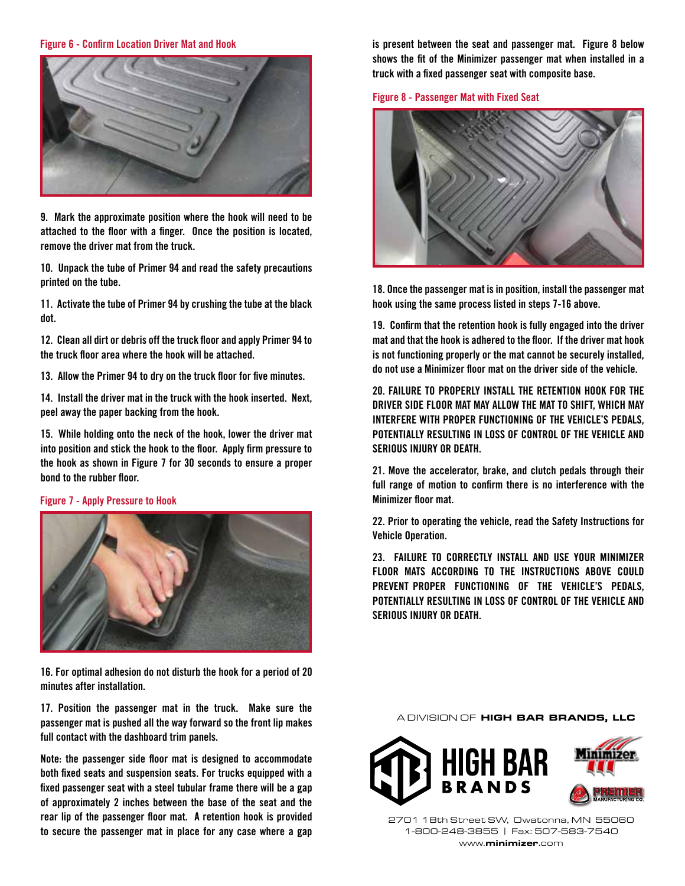Figure 6 - Confirm Location Driver Mat and Hook

9. Mark the approximate position where the hook will need to be attached to the floor with a finger. Once the position is located, remove the driver mat from the truck.

10. Unpack the tube of Primer 94 and read the safety precautions printed on the tube.

11. Activate the tube of Primer 94 by crushing the tube at the black dot.

12. Clean all dirt or debris off the truck floor and apply Primer 94 to the truck floor area where the hook will be attached.

13. Allow the Primer 94 to dry on the truck floor for five minutes.

14. Install the driver mat in the truck with the hook inserted. Next, peel away the paper backing from the hook.

15. While holding onto the neck of the hook, lower the driver mat into position and stick the hook to the floor. Apply firm pressure to the hook as shown in Figure 7 for 30 seconds to ensure a proper bond to the rubber floor.

Figure 7 - Apply Pressure to Hook

16. For optimal adhesion do not disturb the hook for a period of 20 minutes after installation.

17. Position the passenger mat in the truck. Make sure the passenger mat is pushed all the way forward so the front lip makes full contact with the dashboard trim panels.

Note: the passenger side floor mat is designed to accommodate both fixed seats and suspension seats. For trucks equipped with a fixed passenger seat with a steel tubular frame there will be a gap of approximately 2 inches between the base of the seat and the rear lip of the passenger floor mat. A retention hook is provided to secure the passenger mat in place for any case where a gap is present between the seat and passenger mat. Figure 8 below shows the fit of the Minimizer passenger mat when installed in a truck with a fixed passenger seat with composite base.

Figure 8 - Passenger Mat with Fixed Seat

18. Once the passenger mat is in position, install the passenger mat hook using the same process listed in steps 7-16 above.

19. Confirm that the retention hook is fully engaged into the driver mat and that the hook is adhered to the floor. If the driver mat hook is not functioning properly or the mat cannot be securely installed, do not use a Minimizer floor mat on the driver side of the vehicle.

20. FAILURE TO PROPERLY INSTALL THE RETENTION HOOK FOR THE DRIVER SIDE FLOOR MAT MAY ALLOW THE MAT TO SHIFT, WHICH MAY INTERFERE WITH PROPER FUNCTIONING OF THE VEHICLE'S PEDALS, POTENTIALLY RESULTING IN LOSS OF CONTROL OF THE VEHICLE AND SERIOUS INJURY OR DEATH.

21. Move the accelerator, brake, and clutch pedals through their full range of motion to confirm there is no interference with the Minimizer floor mat.

22. Prior to operating the vehicle, read the Safety Instructions for Vehicle Operation.

23. FAILURE TO CORRECTLY INSTALL AND USE YOUR MINIMIZER FLOOR MATS ACCORDING TO THE INSTRUCTIONS ABOVE COULD PREVENT PROPER FUNCTIONING OF THE VEHICLE'S PEDALS, POTENTIALLY RESULTING IN LOSS OF CONTROL OF THE VEHICLE AND SERIOUS INJURY OR DEATH.

A DIVISION OF **HIGH BAR BRANDS, LLC**

HIGH BAR BRANDS

Minimizer

PREMIER MANUFACTURING CO.

2701 18th Street SW, Owatonna, MN 55060
1-800-248-3855 | Fax: 507-583-7540
www.**minimizer**.com